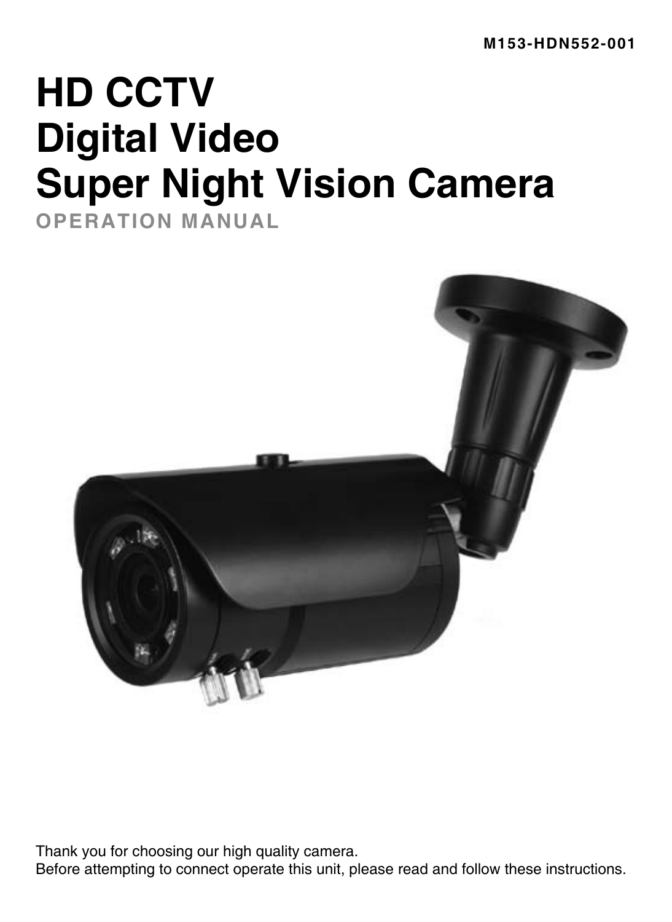M153-HDN552-001

# HD CCTV
# Digital Video
# Super Night Vision Camera

**OPERATION MANUAL**

Thank you for choosing our high quality camera.
Before attempting to connect operate this unit, please read and follow these instructions.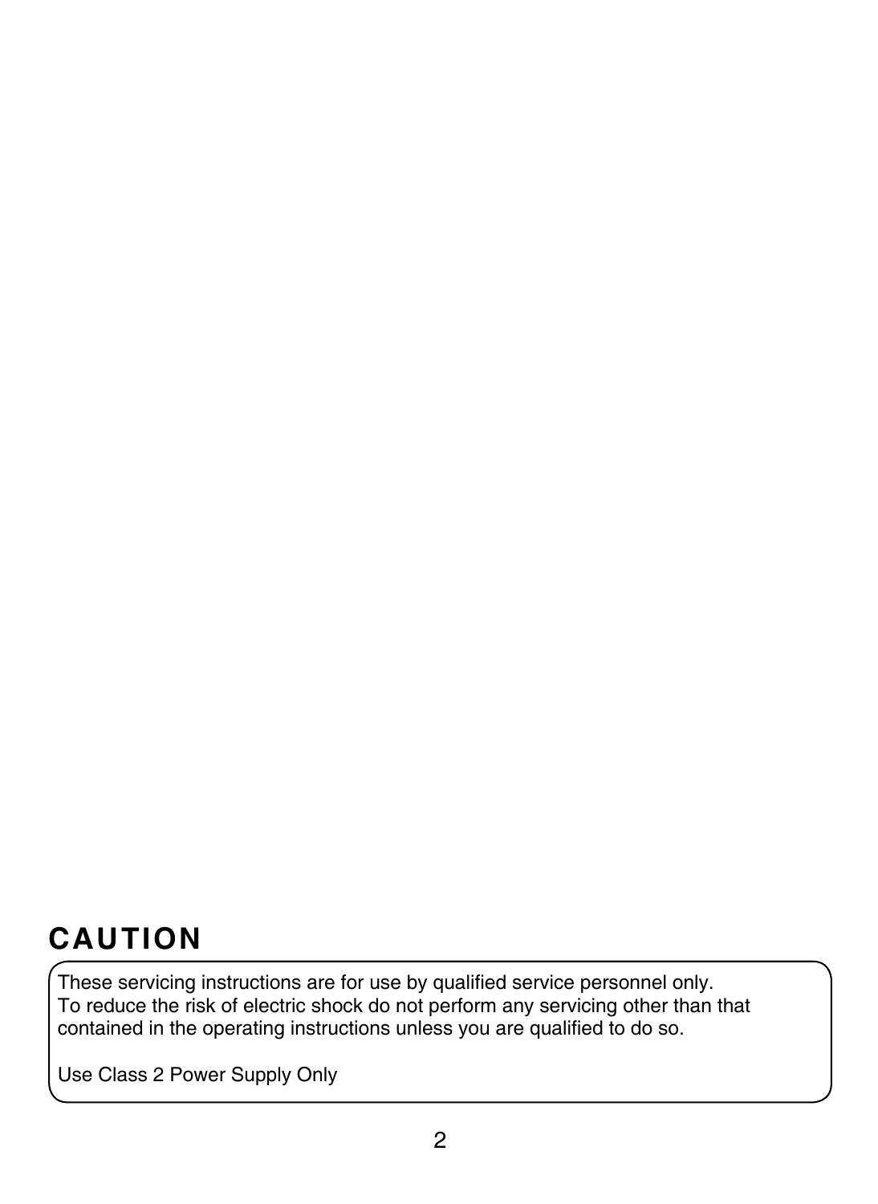## CAUTION

These servicing instructions are for use by qualified service personnel only.
To reduce the risk of electric shock do not perform any servicing other than that contained in the operating instructions unless you are qualified to do so.

Use Class 2 Power Supply Only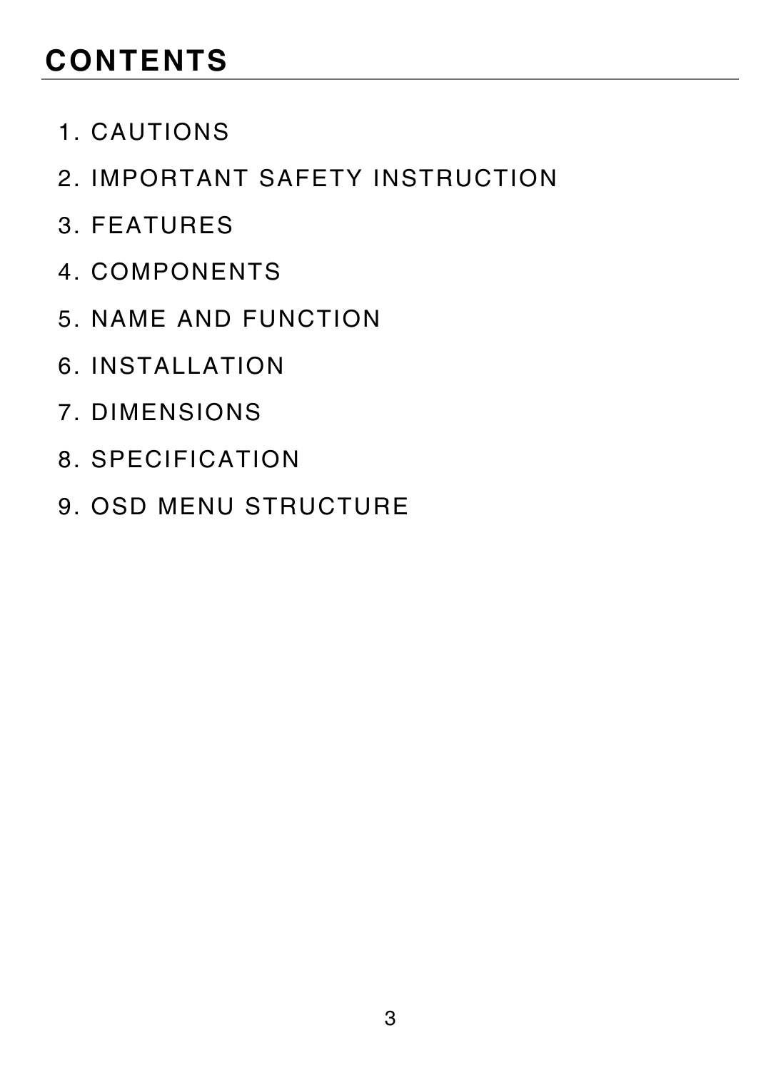# CONTENTS

1. CAUTIONS
2. IMPORTANT SAFETY INSTRUCTION
3. FEATURES
4. COMPONENTS
5. NAME AND FUNCTION
6. INSTALLATION
7. DIMENSIONS
8. SPECIFICATION
9. OSD MENU STRUCTURE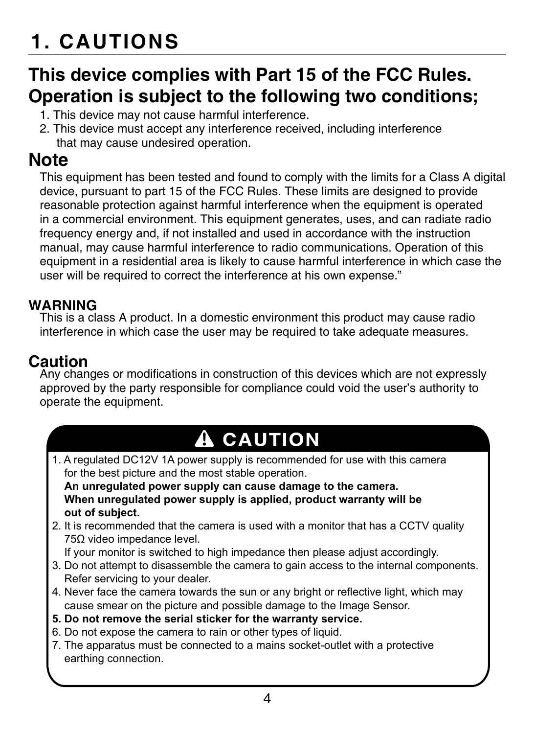# 1. CAUTIONS

## This device complies with Part 15 of the FCC Rules. Operation is subject to the following two conditions;

1. This device may not cause harmful interference.
2. This device must accept any interference received, including interference that may cause undesired operation.

## Note

This equipment has been tested and found to comply with the limits for a Class A digital device, pursuant to part 15 of the FCC Rules. These limits are designed to provide reasonable protection against harmful interference when the equipment is operated in a commercial environment. This equipment generates, uses, and can radiate radio frequency energy and, if not installed and used in accordance with the instruction manual, may cause harmful interference to radio communications. Operation of this equipment in a residential area is likely to cause harmful interference in which case the user will be required to correct the interference at his own expense."

### WARNING

This is a class A product. In a domestic environment this product may cause radio interference in which case the user may be required to take adequate measures.

## Caution

Any changes or modifications in construction of this devices which are not expressly approved by the party responsible for compliance could void the user's authority to operate the equipment.

## ⚠ CAUTION

1. A regulated DC12V 1A power supply is recommended for use with this camera for the best picture and the most stable operation.
   **An unregulated power supply can cause damage to the camera. When unregulated power supply is applied, product warranty will be out of subject.**
2. It is recommended that the camera is used with a monitor that has a CCTV quality 75Ω video impedance level.
   If your monitor is switched to high impedance then please adjust accordingly.
3. Do not attempt to disassemble the camera to gain access to the internal components. Refer servicing to your dealer.
4. Never face the camera towards the sun or any bright or reflective light, which may cause smear on the picture and possible damage to the Image Sensor.
5. **Do not remove the serial sticker for the warranty service.**
6. Do not expose the camera to rain or other types of liquid.
7. The apparatus must be connected to a mains socket-outlet with a protective earthing connection.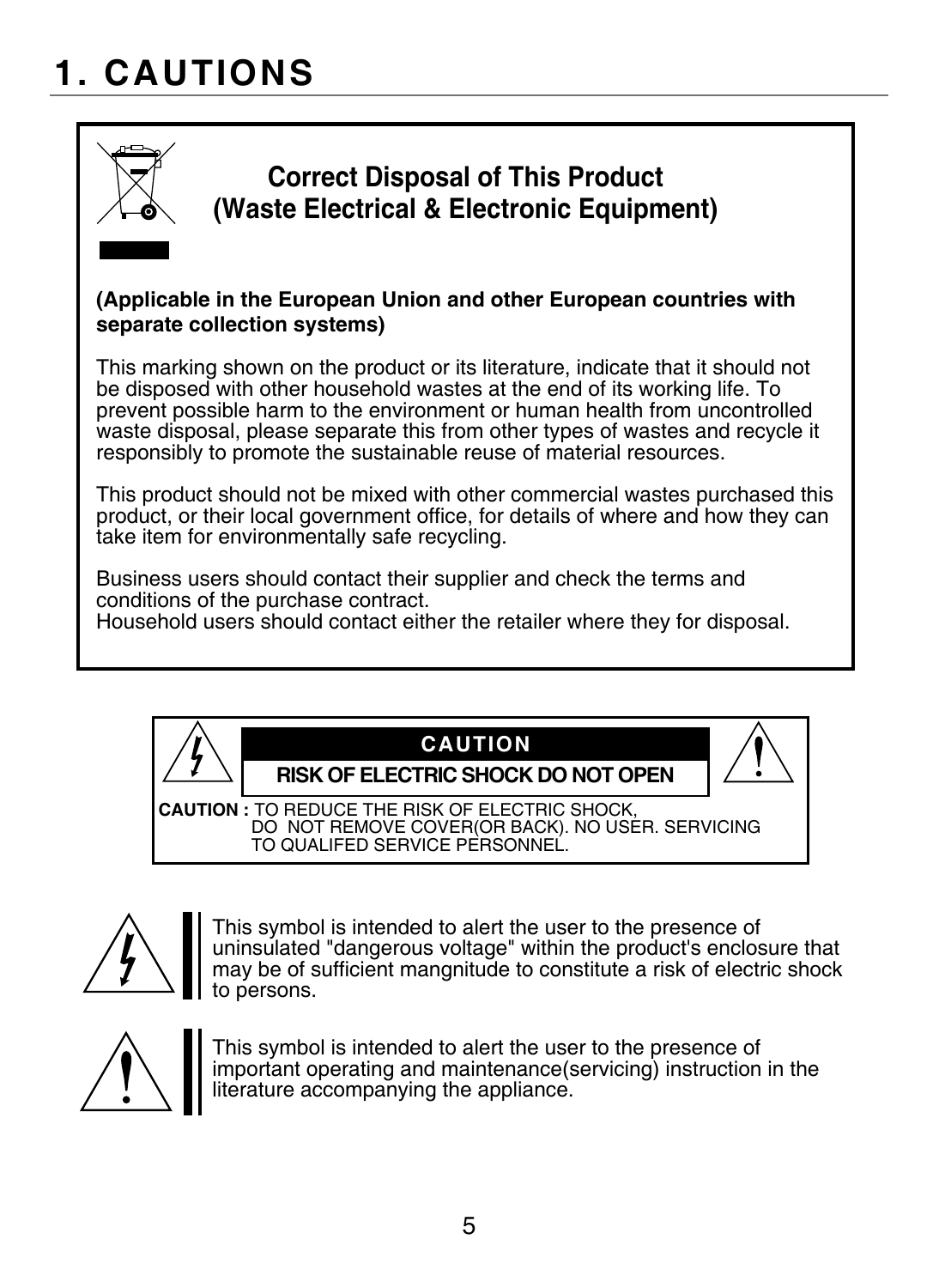# 1. CAUTIONS

## Correct Disposal of This Product
## (Waste Electrical & Electronic Equipment)

**(Applicable in the European Union and other European countries with separate collection systems)**

This marking shown on the product or its literature, indicate that it should not be disposed with other household wastes at the end of its working life. To prevent possible harm to the environment or human health from uncontrolled waste disposal, please separate this from other types of wastes and recycle it responsibly to promote the sustainable reuse of material resources.

This product should not be mixed with other commercial wastes purchased this product, or their local government office, for details of where and how they can take item for environmentally safe recycling.

Business users should contact their supplier and check the terms and conditions of the purchase contract.
Household users should contact either the retailer where they for disposal.

**CAUTION**

**RISK OF ELECTRIC SHOCK DO NOT OPEN**

**CAUTION :** TO REDUCE THE RISK OF ELECTRIC SHOCK, DO NOT REMOVE COVER(OR BACK). NO USER. SERVICING TO QUALIFED SERVICE PERSONNEL.

This symbol is intended to alert the user to the presence of uninsulated "dangerous voltage" within the product's enclosure that may be of sufficient mangnitude to constitute a risk of electric shock to persons.

This symbol is intended to alert the user to the presence of important operating and maintenance(servicing) instruction in the literature accompanying the appliance.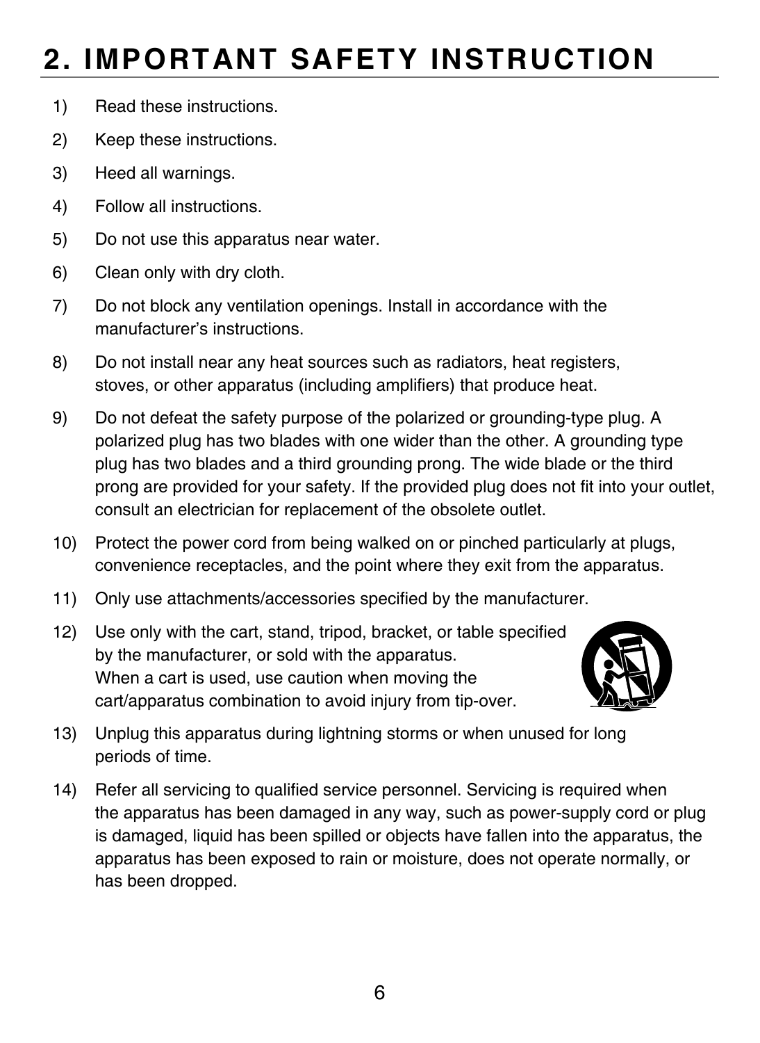# 2. IMPORTANT SAFETY INSTRUCTION

1) Read these instructions.
2) Keep these instructions.
3) Heed all warnings.
4) Follow all instructions.
5) Do not use this apparatus near water.
6) Clean only with dry cloth.
7) Do not block any ventilation openings. Install in accordance with the manufacturer's instructions.
8) Do not install near any heat sources such as radiators, heat registers, stoves, or other apparatus (including amplifiers) that produce heat.
9) Do not defeat the safety purpose of the polarized or grounding-type plug. A polarized plug has two blades with one wider than the other. A grounding type plug has two blades and a third grounding prong. The wide blade or the third prong are provided for your safety. If the provided plug does not fit into your outlet, consult an electrician for replacement of the obsolete outlet.
10) Protect the power cord from being walked on or pinched particularly at plugs, convenience receptacles, and the point where they exit from the apparatus.
11) Only use attachments/accessories specified by the manufacturer.
12) Use only with the cart, stand, tripod, bracket, or table specified by the manufacturer, or sold with the apparatus. When a cart is used, use caution when moving the cart/apparatus combination to avoid injury from tip-over.
13) Unplug this apparatus during lightning storms or when unused for long periods of time.
14) Refer all servicing to qualified service personnel. Servicing is required when the apparatus has been damaged in any way, such as power-supply cord or plug is damaged, liquid has been spilled or objects have fallen into the apparatus, the apparatus has been exposed to rain or moisture, does not operate normally, or has been dropped.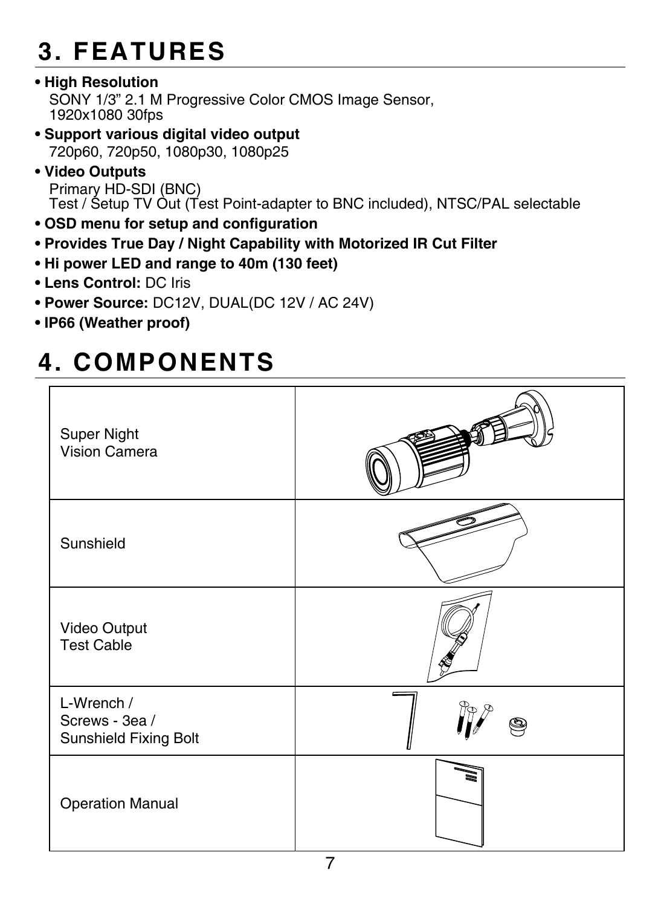# 3. FEATURES

- **High Resolution**
  SONY 1/3" 2.1 M Progressive Color CMOS Image Sensor,
  1920x1080 30fps
- **Support various digital video output**
  720p60, 720p50, 1080p30, 1080p25
- **Video Outputs**
  Primary HD-SDI (BNC)
  Test / Setup TV Out (Test Point-adapter to BNC included), NTSC/PAL selectable
- **OSD menu for setup and configuration**
- **Provides True Day / Night Capability with Motorized IR Cut Filter**
- **Hi power LED and range to 40m (130 feet)**
- **Lens Control:** DC Iris
- **Power Source:** DC12V, DUAL(DC 12V / AC 24V)
- **IP66 (Weather proof)**

# 4. COMPONENTS

| Component | |
|---|---|
| Super Night Vision Camera | |
| Sunshield | |
| Video Output Test Cable | |
| L-Wrench / Screws - 3ea / Sunshield Fixing Bolt | |
| Operation Manual | |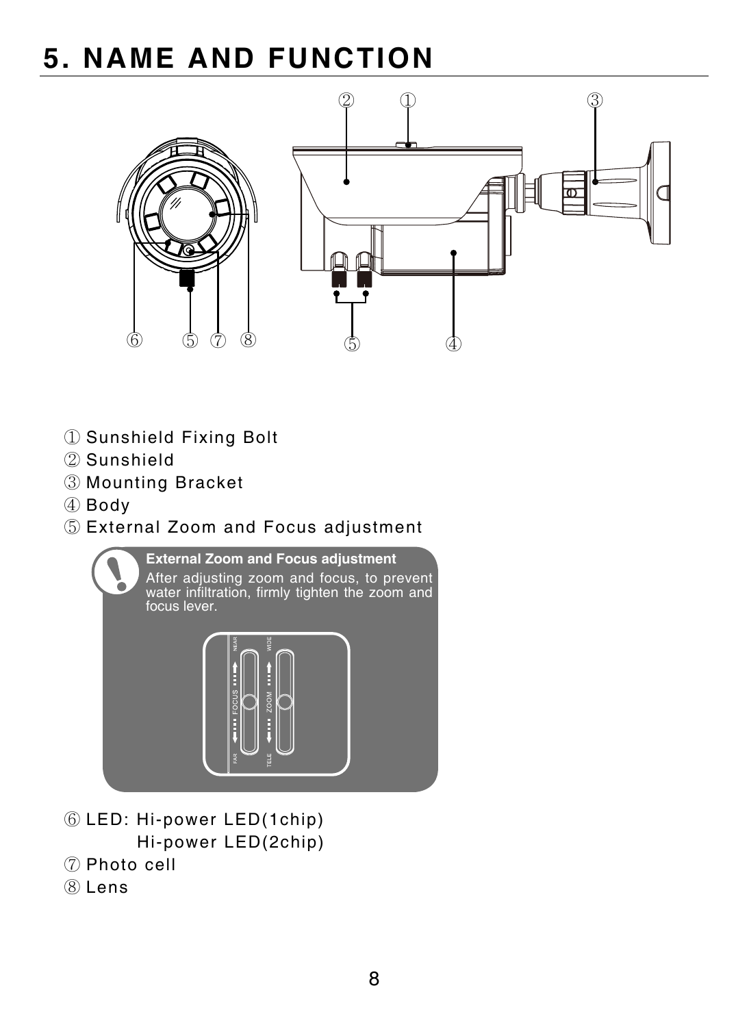# 5. NAME AND FUNCTION

① Sunshield Fixing Bolt
② Sunshield
③ Mounting Bracket
④ Body
⑤ External Zoom and Focus adjustment

**External Zoom and Focus adjustment**
After adjusting zoom and focus, to prevent water infiltration, firmly tighten the zoom and focus lever.

⑥ LED: Hi-power LED(1chip)
Hi-power LED(2chip)
⑦ Photo cell
⑧ Lens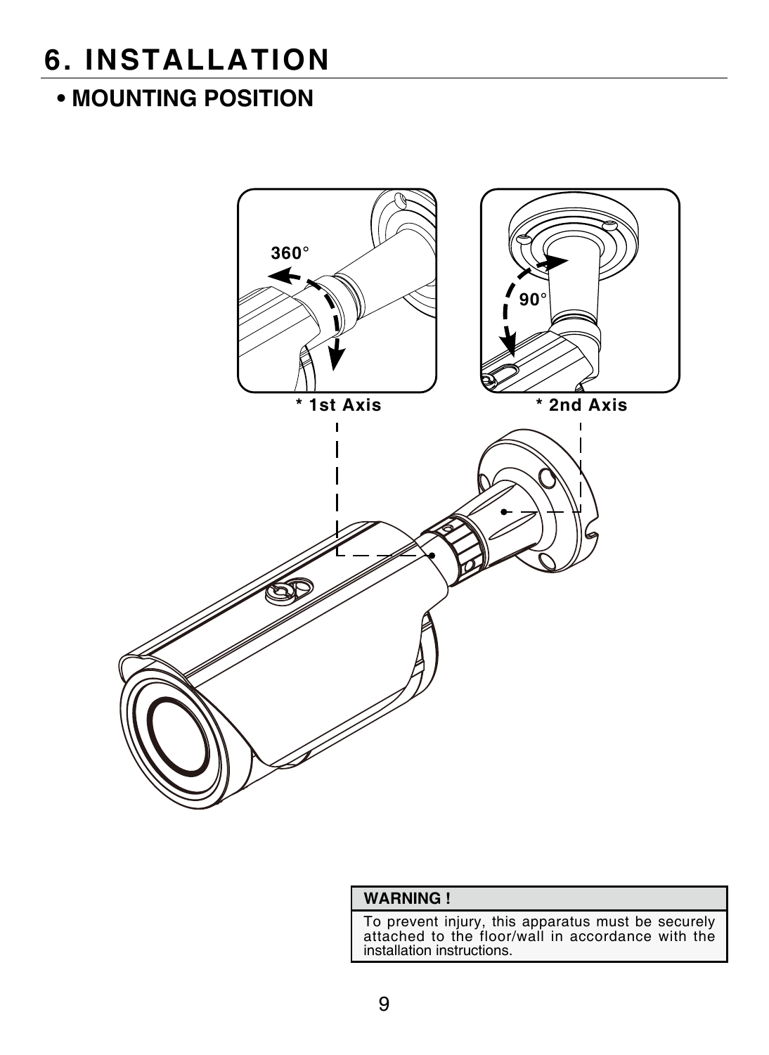# 6. INSTALLATION

## • MOUNTING POSITION

360°

90°

* 1st Axis

* 2nd Axis

| WARNING ! |
|---|
| To prevent injury, this apparatus must be securely attached to the floor/wall in accordance with the installation instructions. |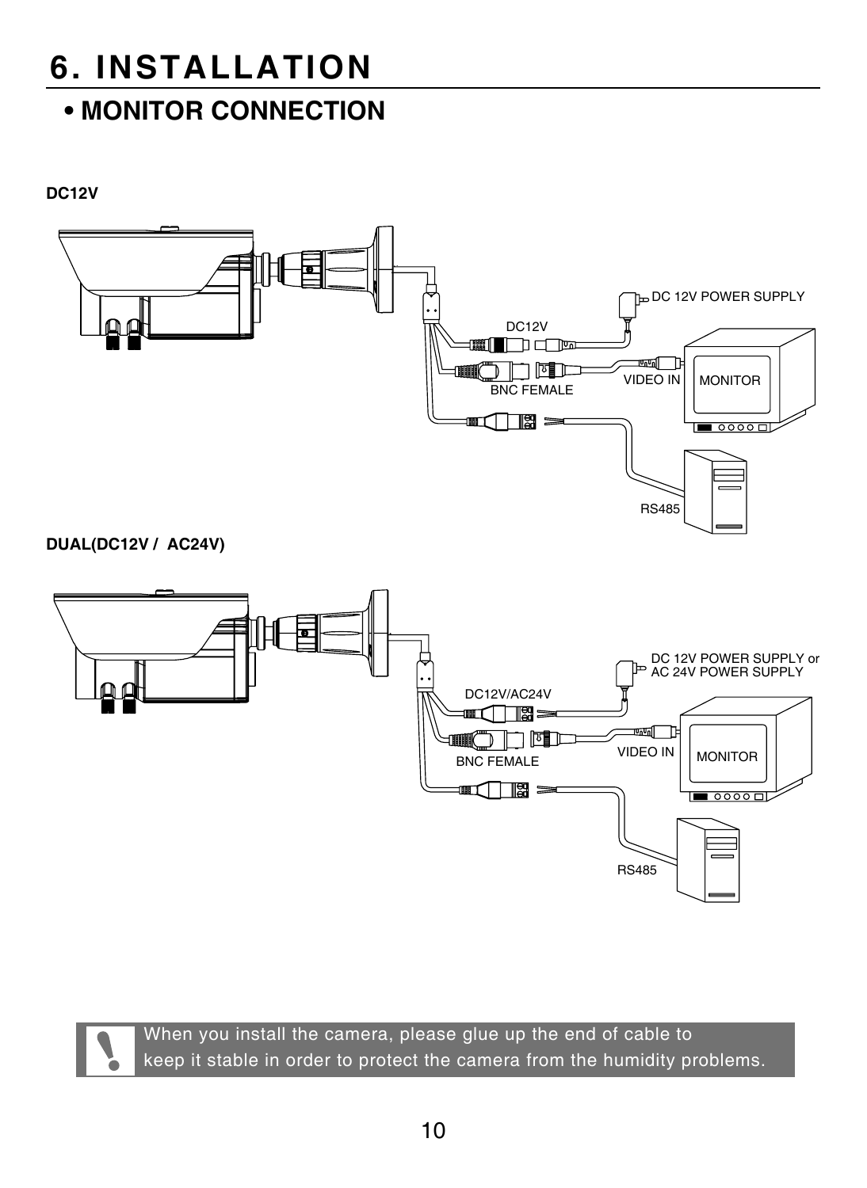# 6. INSTALLATION

## • MONITOR CONNECTION

**DC12V**

DC 12V POWER SUPPLY

DC12V

VIDEO IN

MONITOR

BNC FEMALE

RS485

**DUAL(DC12V / AC24V)**

DC 12V POWER SUPPLY or
AC 24V POWER SUPPLY

DC12V/AC24V

VIDEO IN

MONITOR

BNC FEMALE

RS485

When you install the camera, please glue up the end of cable to keep it stable in order to protect the camera from the humidity problems.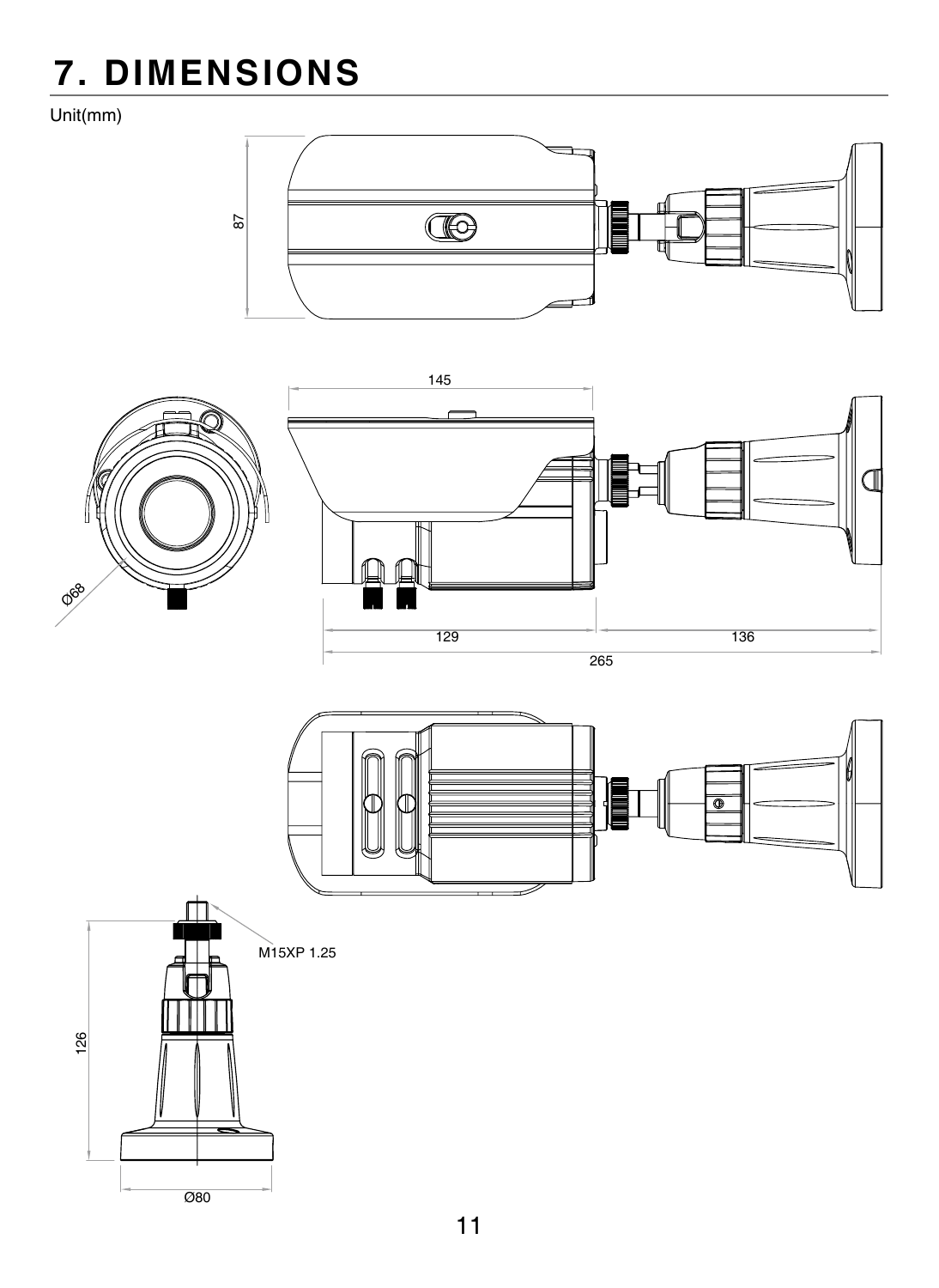# 7. DIMENSIONS

Unit(mm)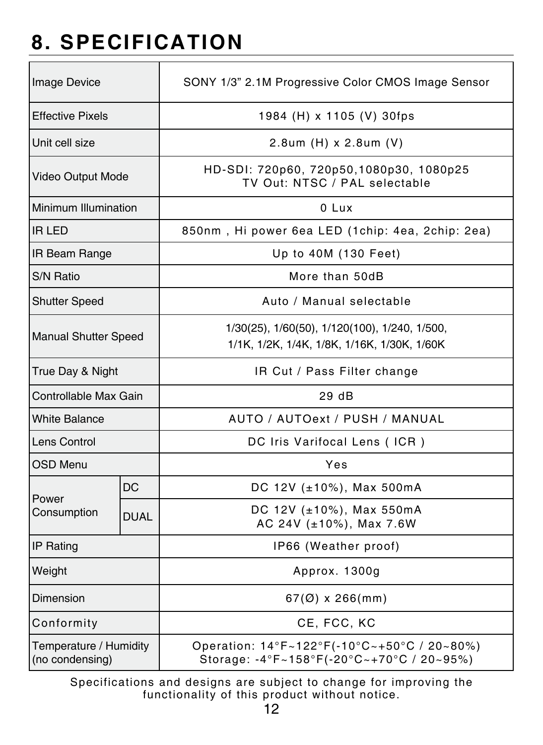# 8. SPECIFICATION

| | | |
|---|---|---|
| Image Device | | SONY 1/3" 2.1M Progressive Color CMOS Image Sensor |
| Effective Pixels | | 1984 (H) x 1105 (V) 30fps |
| Unit cell size | | 2.8um (H) x 2.8um (V) |
| Video Output Mode | | HD-SDI: 720p60, 720p50,1080p30, 1080p25<br>TV Out: NTSC / PAL selectable |
| Minimum Illumination | | 0 Lux |
| IR LED | | 850nm , Hi power 6ea LED (1chip: 4ea, 2chip: 2ea) |
| IR Beam Range | | Up to 40M (130 Feet) |
| S/N Ratio | | More than 50dB |
| Shutter Speed | | Auto / Manual selectable |
| Manual Shutter Speed | | 1/30(25), 1/60(50), 1/120(100), 1/240, 1/500,<br>1/1K, 1/2K, 1/4K, 1/8K, 1/16K, 1/30K, 1/60K |
| True Day & Night | | IR Cut / Pass Filter change |
| Controllable Max Gain | | 29 dB |
| White Balance | | AUTO / AUTOext / PUSH / MANUAL |
| Lens Control | | DC Iris Varifocal Lens ( ICR ) |
| OSD Menu | | Yes |
| Power Consumption | DC | DC 12V (±10%), Max 500mA |
| | DUAL | DC 12V (±10%), Max 550mA<br>AC 24V (±10%), Max 7.6W |
| IP Rating | | IP66 (Weather proof) |
| Weight | | Approx. 1300g |
| Dimension | | 67(Ø) x 266(mm) |
| Conformity | | CE, FCC, KC |
| Temperature / Humidity (no condensing) | | Operation: 14°F~122°F(-10°C~+50°C / 20~80%)<br>Storage: -4°F~158°F(-20°C~+70°C / 20~95%) |

Specifications and designs are subject to change for improving the functionality of this product without notice.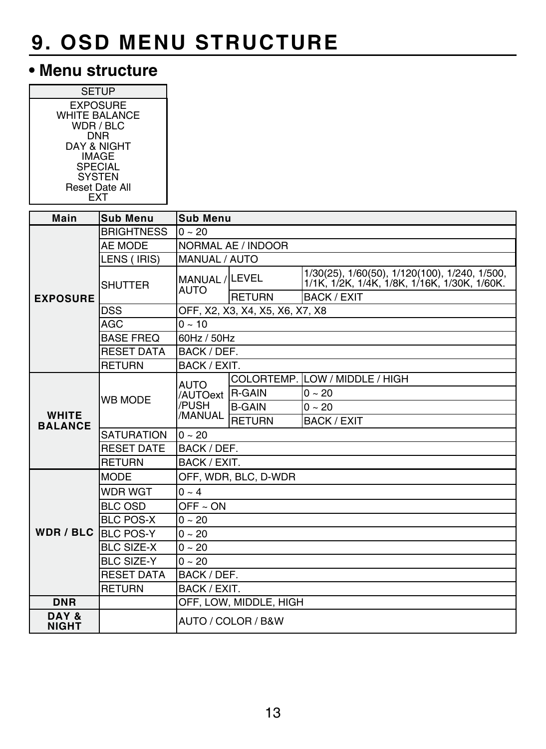# 9. OSD MENU STRUCTURE

## • Menu structure

| SETUP |
| --- |
| EXPOSURE<br>WHITE BALANCE<br>WDR / BLC<br>DNR<br>DAY & NIGHT<br>IMAGE<br>SPECIAL<br>SYSTEN<br>Reset Date All<br>EXT |

| Main | Sub Menu | Sub Menu | | |
| --- | --- | --- | --- | --- |
| EXPOSURE | BRIGHTNESS | 0 ~ 20 | | |
| | AE MODE | NORMAL AE / INDOOR | | |
| | LENS ( IRIS) | MANUAL / AUTO | | |
| | SHUTTER | MANUAL / AUTO | LEVEL | 1/30(25), 1/60(50), 1/120(100), 1/240, 1/500, 1/1K, 1/2K, 1/4K, 1/8K, 1/16K, 1/30K, 1/60K. |
| | | | RETURN | BACK / EXIT |
| | DSS | OFF, X2, X3, X4, X5, X6, X7, X8 | | |
| | AGC | 0 ~ 10 | | |
| | BASE FREQ | 60Hz / 50Hz | | |
| | RESET DATA | BACK / DEF. | | |
| | RETURN | BACK / EXIT. | | |
| WHITE BALANCE | WB MODE | AUTO /AUTOext /PUSH /MANUAL | COLORTEMP. | LOW / MIDDLE / HIGH |
| | | | R-GAIN | 0 ~ 20 |
| | | | B-GAIN | 0 ~ 20 |
| | | | RETURN | BACK / EXIT |
| | SATURATION | 0 ~ 20 | | |
| | RESET DATE | BACK / DEF. | | |
| | RETURN | BACK / EXIT. | | |
| WDR / BLC | MODE | OFF, WDR, BLC, D-WDR | | |
| | WDR WGT | 0 ~ 4 | | |
| | BLC OSD | OFF ~ ON | | |
| | BLC POS-X | 0 ~ 20 | | |
| | BLC POS-Y | 0 ~ 20 | | |
| | BLC SIZE-X | 0 ~ 20 | | |
| | BLC SIZE-Y | 0 ~ 20 | | |
| | RESET DATA | BACK / DEF. | | |
| | RETURN | BACK / EXIT. | | |
| DNR | | OFF, LOW, MIDDLE, HIGH | | |
| DAY & NIGHT | | AUTO / COLOR / B&W | | |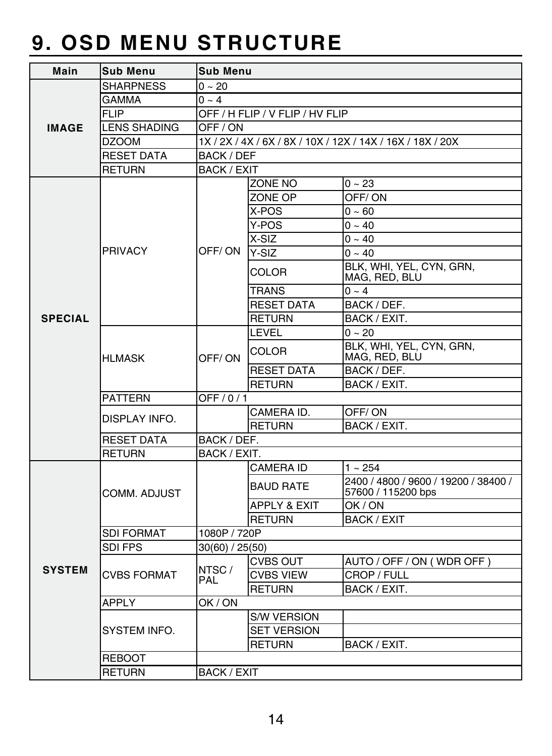# 9. OSD MENU STRUCTURE

| Main | Sub Menu | Sub Menu | | |
|---|---|---|---|---|
| IMAGE | SHARPNESS | 0 ~ 20 | | |
| | GAMMA | 0 ~ 4 | | |
| | FLIP | OFF / H FLIP / V FLIP / HV FLIP | | |
| | LENS SHADING | OFF / ON | | |
| | DZOOM | 1X / 2X / 4X / 6X / 8X / 10X / 12X / 14X / 16X / 18X / 20X | | |
| | RESET DATA | BACK / DEF | | |
| | RETURN | BACK / EXIT | | |
| SPECIAL | PRIVACY | OFF/ ON | ZONE NO | 0 ~ 23 |
| | | | ZONE OP | OFF/ ON |
| | | | X-POS | 0 ~ 60 |
| | | | Y-POS | 0 ~ 40 |
| | | | X-SIZ | 0 ~ 40 |
| | | | Y-SIZ | 0 ~ 40 |
| | | | COLOR | BLK, WHI, YEL, CYN, GRN, MAG, RED, BLU |
| | | | TRANS | 0 ~ 4 |
| | | | RESET DATA | BACK / DEF. |
| | | | RETURN | BACK / EXIT. |
| | HLMASK | OFF/ ON | LEVEL | 0 ~ 20 |
| | | | COLOR | BLK, WHI, YEL, CYN, GRN, MAG, RED, BLU |
| | | | RESET DATA | BACK / DEF. |
| | | | RETURN | BACK / EXIT. |
| | PATTERN | OFF / 0 / 1 | | |
| | DISPLAY INFO. | | CAMERA ID. | OFF/ ON |
| | | | RETURN | BACK / EXIT. |
| | RESET DATA | BACK / DEF. | | |
| | RETURN | BACK / EXIT. | | |
| SYSTEM | COMM. ADJUST | | CAMERA ID | 1 ~ 254 |
| | | | BAUD RATE | 2400 / 4800 / 9600 / 19200 / 38400 / 57600 / 115200 bps |
| | | | APPLY & EXIT | OK / ON |
| | | | RETURN | BACK / EXIT |
| | SDI FORMAT | 1080P / 720P | | |
| | SDI FPS | 30(60) / 25(50) | | |
| | CVBS FORMAT | NTSC / PAL | CVBS OUT | AUTO / OFF / ON ( WDR OFF ) |
| | | | CVBS VIEW | CROP / FULL |
| | | | RETURN | BACK / EXIT. |
| | APPLY | OK / ON | | |
| | SYSTEM INFO. | | S/W VERSION | |
| | | | SET VERSION | |
| | | | RETURN | BACK / EXIT. |
| | REBOOT | | | |
| | RETURN | BACK / EXIT | | |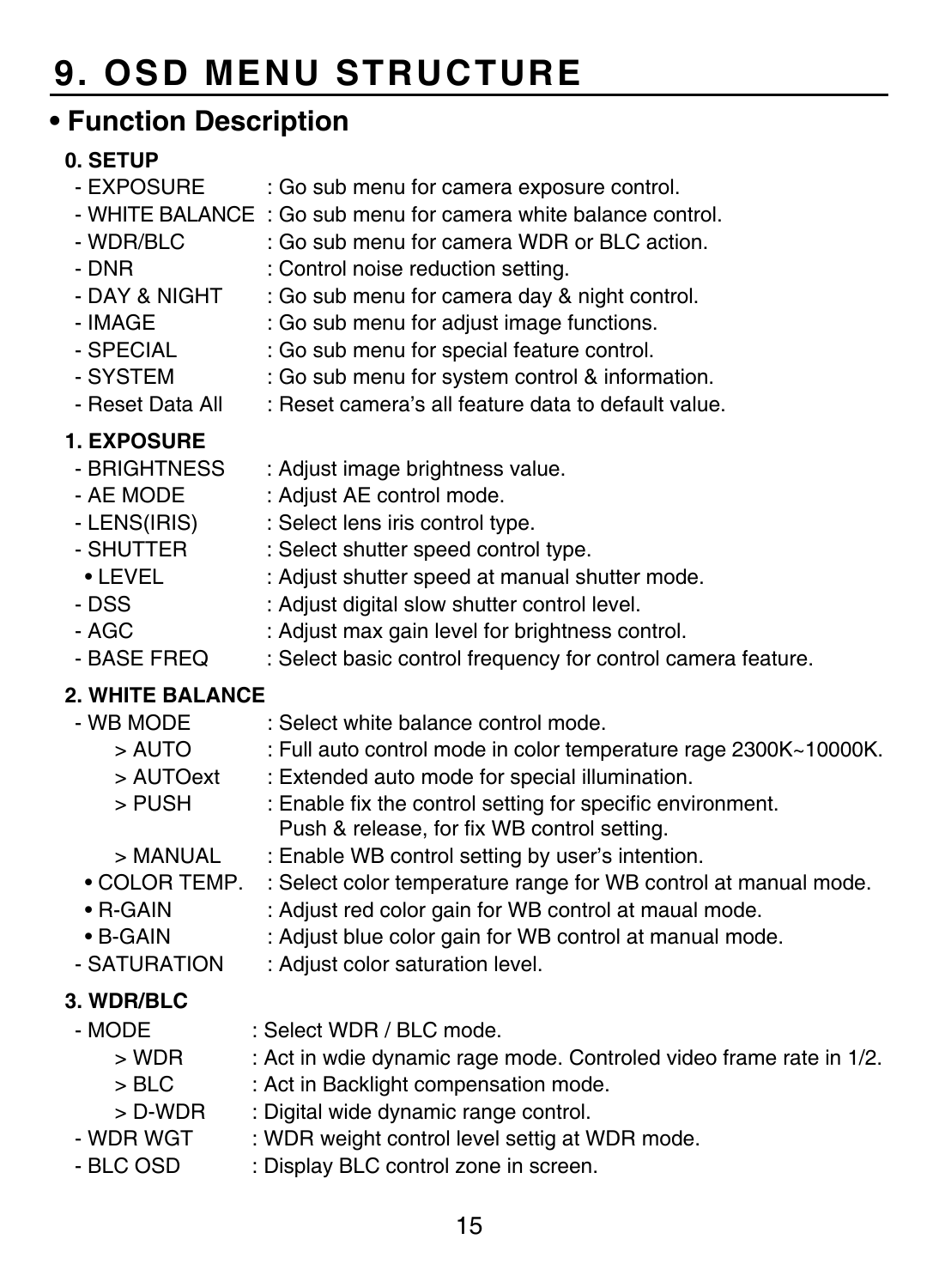# 9. OSD MENU STRUCTURE

## • Function Description

**0. SETUP**

- EXPOSURE : Go sub menu for camera exposure control.
- WHITE BALANCE : Go sub menu for camera white balance control.
- WDR/BLC : Go sub menu for camera WDR or BLC action.
- DNR : Control noise reduction setting.
- DAY & NIGHT : Go sub menu for camera day & night control.
- IMAGE : Go sub menu for adjust image functions.
- SPECIAL : Go sub menu for special feature control.
- SYSTEM : Go sub menu for system control & information.
- Reset Data All : Reset camera's all feature data to default value.

**1. EXPOSURE**

- BRIGHTNESS : Adjust image brightness value.
- AE MODE : Adjust AE control mode.
- LENS(IRIS) : Select lens iris control type.
- SHUTTER : Select shutter speed control type.
  - • LEVEL : Adjust shutter speed at manual shutter mode.
- DSS : Adjust digital slow shutter control level.
- AGC : Adjust max gain level for brightness control.
- BASE FREQ : Select basic control frequency for control camera feature.

**2. WHITE BALANCE**

- WB MODE : Select white balance control mode.
  - > AUTO : Full auto control mode in color temperature rage 2300K~10000K.
  - > AUTOext : Extended auto mode for special illumination.
  - > PUSH : Enable fix the control setting for specific environment. Push & release, for fix WB control setting.
  - > MANUAL : Enable WB control setting by user's intention.
  - • COLOR TEMP. : Select color temperature range for WB control at manual mode.
  - • R-GAIN : Adjust red color gain for WB control at maual mode.
  - • B-GAIN : Adjust blue color gain for WB control at manual mode.
- SATURATION : Adjust color saturation level.

**3. WDR/BLC**

- MODE : Select WDR / BLC mode.
  - > WDR : Act in wdie dynamic rage mode. Controled video frame rate in 1/2.
  - > BLC : Act in Backlight compensation mode.
  - > D-WDR : Digital wide dynamic range control.
- WDR WGT : WDR weight control level settig at WDR mode.
- BLC OSD : Display BLC control zone in screen.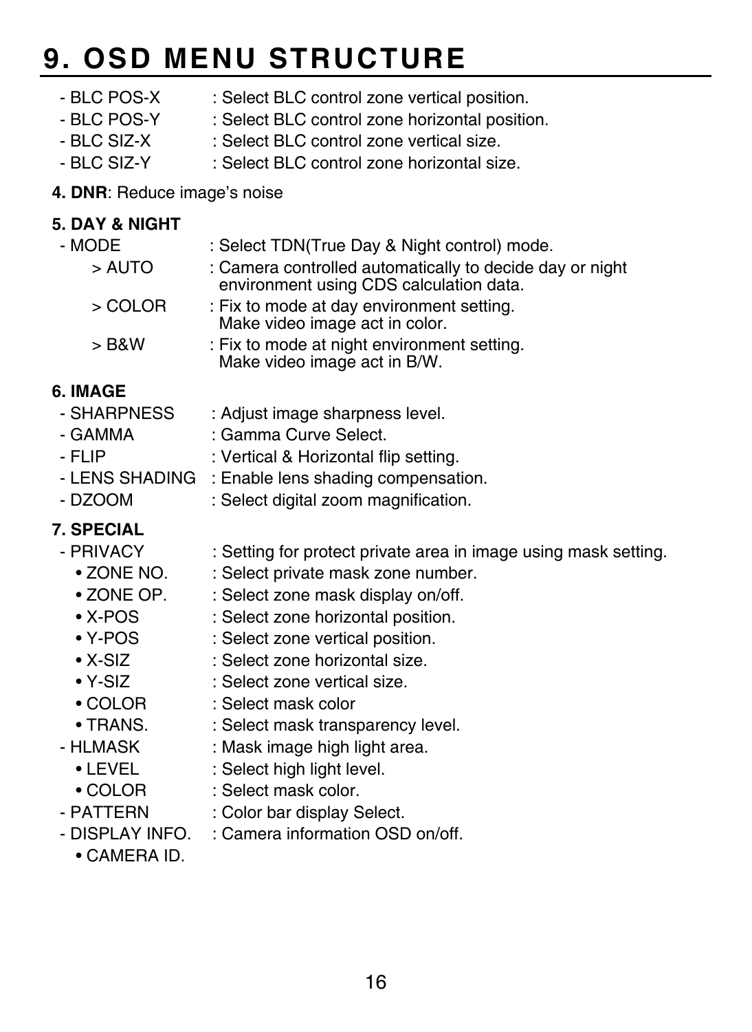# 9. OSD MENU STRUCTURE

- BLC POS-X : Select BLC control zone vertical position.
- BLC POS-Y : Select BLC control zone horizontal position.
- BLC SIZ-X : Select BLC control zone vertical size.
- BLC SIZ-Y : Select BLC control zone horizontal size.

**4. DNR**: Reduce image's noise

**5. DAY & NIGHT**

- MODE : Select TDN(True Day & Night control) mode.
  - > AUTO : Camera controlled automatically to decide day or night environment using CDS calculation data.
  - > COLOR : Fix to mode at day environment setting. Make video image act in color.
  - > B&W : Fix to mode at night environment setting. Make video image act in B/W.

**6. IMAGE**

- SHARPNESS : Adjust image sharpness level.
- GAMMA : Gamma Curve Select.
- FLIP : Vertical & Horizontal flip setting.
- LENS SHADING : Enable lens shading compensation.
- DZOOM : Select digital zoom magnification.

**7. SPECIAL**

- PRIVACY : Setting for protect private area in image using mask setting.
  - • ZONE NO. : Select private mask zone number.
  - • ZONE OP. : Select zone mask display on/off.
  - • X-POS : Select zone horizontal position.
  - • Y-POS : Select zone vertical position.
  - • X-SIZ : Select zone horizontal size.
  - • Y-SIZ : Select zone vertical size.
  - • COLOR : Select mask color
  - • TRANS. : Select mask transparency level.
- HLMASK : Mask image high light area.
  - • LEVEL : Select high light level.
  - • COLOR : Select mask color.
- PATTERN : Color bar display Select.
- DISPLAY INFO. : Camera information OSD on/off.
  - • CAMERA ID.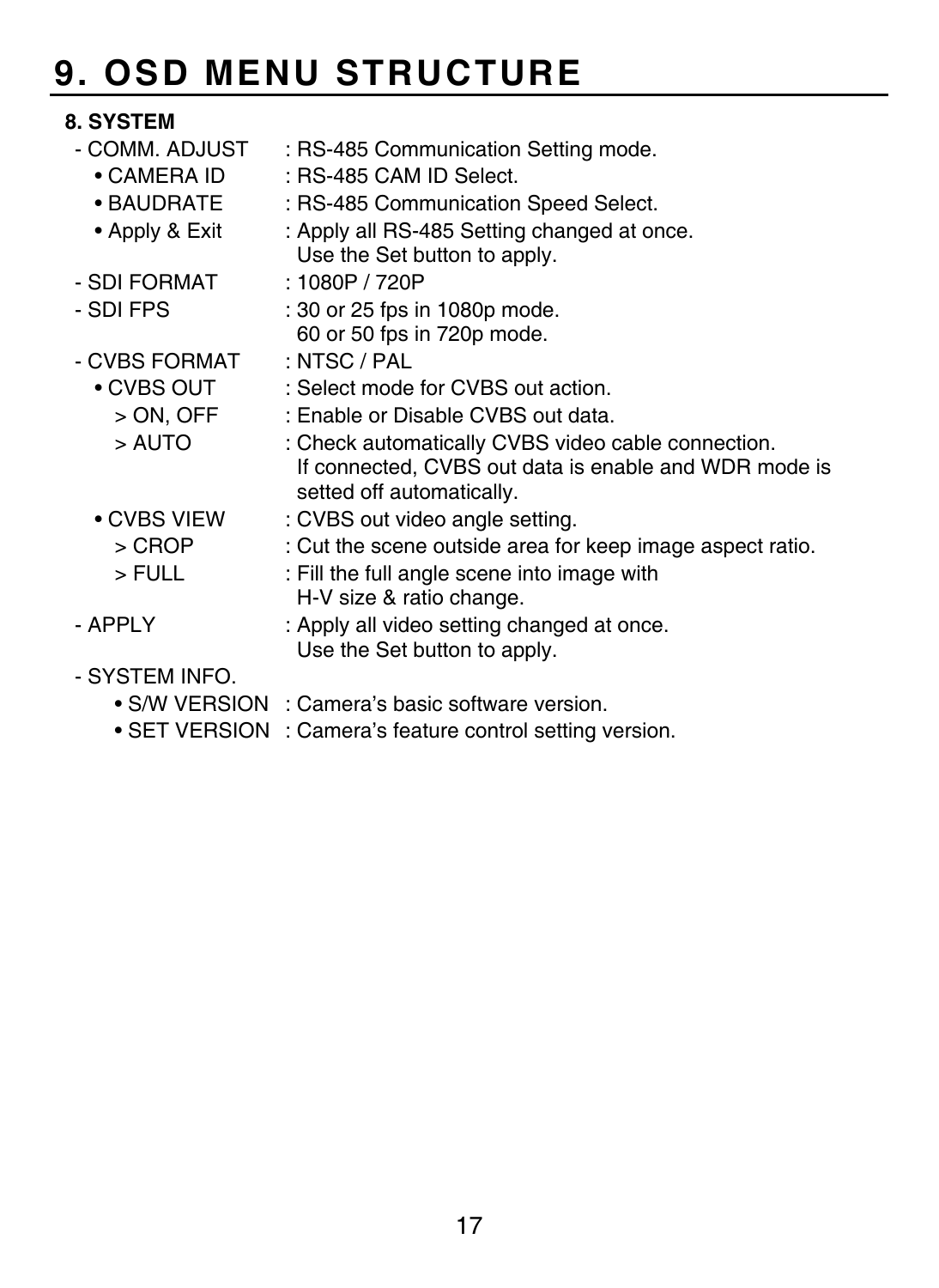# 9. OSD MENU STRUCTURE

**8. SYSTEM**

- COMM. ADJUST : RS-485 Communication Setting mode.
  - • CAMERA ID : RS-485 CAM ID Select.
  - • BAUDRATE : RS-485 Communication Speed Select.
  - • Apply & Exit : Apply all RS-485 Setting changed at once. Use the Set button to apply.
- SDI FORMAT : 1080P / 720P
- SDI FPS : 30 or 25 fps in 1080p mode. 60 or 50 fps in 720p mode.
- CVBS FORMAT : NTSC / PAL
  - • CVBS OUT : Select mode for CVBS out action.
    - > ON, OFF : Enable or Disable CVBS out data.
    - > AUTO : Check automatically CVBS video cable connection. If connected, CVBS out data is enable and WDR mode is setted off automatically.
  - • CVBS VIEW : CVBS out video angle setting.
    - > CROP : Cut the scene outside area for keep image aspect ratio.
    - > FULL : Fill the full angle scene into image with H-V size & ratio change.
- APPLY : Apply all video setting changed at once. Use the Set button to apply.
- SYSTEM INFO.
  - • S/W VERSION : Camera's basic software version.
  - • SET VERSION : Camera's feature control setting version.